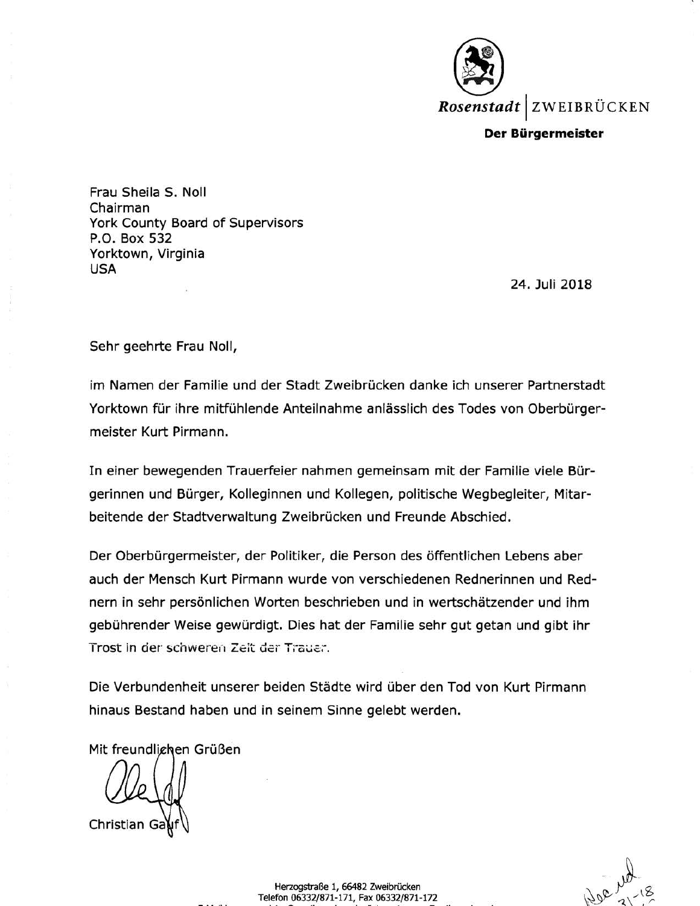Rosenstadt | ZWEIBRÜCKEN

**Der Bürgermeister**

Frau Sheila S. Noll
Chairman
York County Board of Supervisors
P.O. Box 532
Yorktown, Virginia
USA

24. Juli 2018

Sehr geehrte Frau Noll,

im Namen der Familie und der Stadt Zweibrücken danke ich unserer Partnerstadt Yorktown für ihre mitfühlende Anteilnahme anlässlich des Todes von Oberbürgermeister Kurt Pirmann.

In einer bewegenden Trauerfeier nahmen gemeinsam mit der Familie viele Bürgerinnen und Bürger, Kolleginnen und Kollegen, politische Wegbegleiter, Mitarbeitende der Stadtverwaltung Zweibrücken und Freunde Abschied.

Der Oberbürgermeister, der Politiker, die Person des öffentlichen Lebens aber auch der Mensch Kurt Pirmann wurde von verschiedenen Rednerinnen und Rednern in sehr persönlichen Worten beschrieben und in wertschätzender und ihm gebührender Weise gewürdigt. Dies hat der Familie sehr gut getan und gibt ihr Trost in der schweren Zeit der Trauer.

Die Verbundenheit unserer beiden Städte wird über den Tod von Kurt Pirmann hinaus Bestand haben und in seinem Sinne gelebt werden.

Mit freundlichen Grüßen

Christian Gauf

Herzogstraße 1, 66482 Zweibrücken
Telefon 06332/871-171, Fax 06332/871-172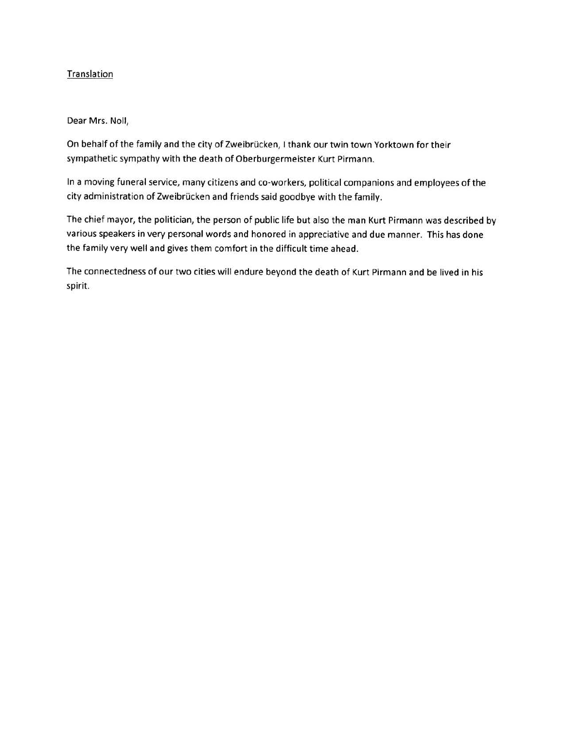<u>Translation</u>

Dear Mrs. Noll,

On behalf of the family and the city of Zweibrücken, I thank our twin town Yorktown for their sympathetic sympathy with the death of Oberburgermeister Kurt Pirmann.

In a moving funeral service, many citizens and co-workers, political companions and employees of the city administration of Zweibrücken and friends said goodbye with the family.

The chief mayor, the politician, the person of public life but also the man Kurt Pirmann was described by various speakers in very personal words and honored in appreciative and due manner. This has done the family very well and gives them comfort in the difficult time ahead.

The connectedness of our two cities will endure beyond the death of Kurt Pirmann and be lived in his spirit.